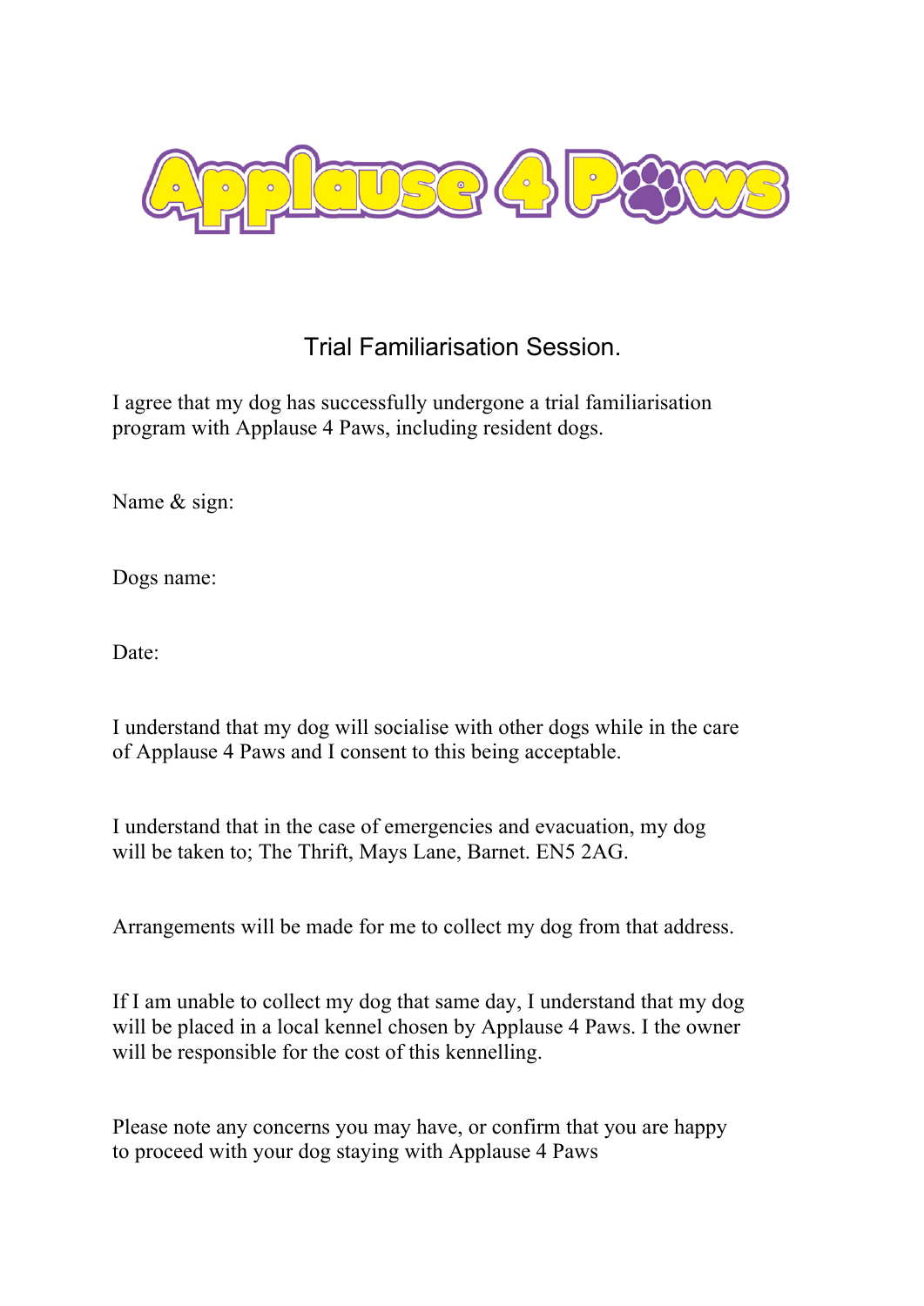# Applause 4 Paws

## Trial Familiarisation Session.

I agree that my dog has successfully undergone a trial familiarisation program with Applause 4 Paws, including resident dogs.

Name & sign:

Dogs name:

Date:

I understand that my dog will socialise with other dogs while in the care of Applause 4 Paws and I consent to this being acceptable.

I understand that in the case of emergencies and evacuation, my dog will be taken to; The Thrift, Mays Lane, Barnet. EN5 2AG.

Arrangements will be made for me to collect my dog from that address.

If I am unable to collect my dog that same day, I understand that my dog will be placed in a local kennel chosen by Applause 4 Paws. I the owner will be responsible for the cost of this kennelling.

Please note any concerns you may have, or confirm that you are happy to proceed with your dog staying with Applause 4 Paws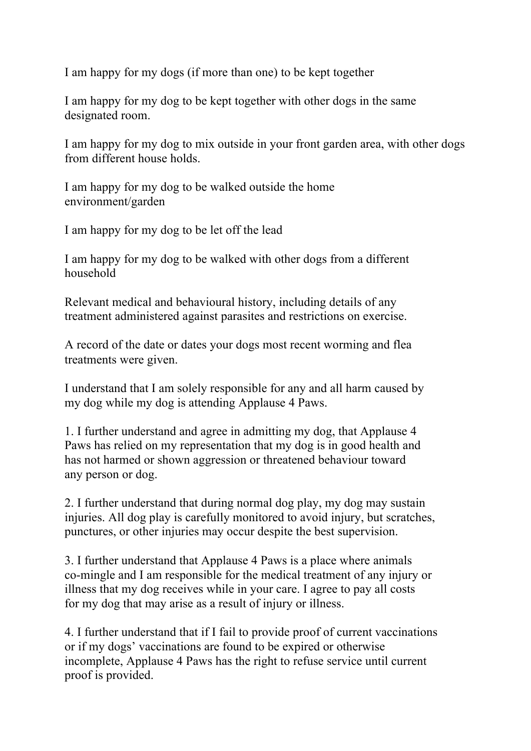I am happy for my dogs (if more than one) to be kept together

I am happy for my dog to be kept together with other dogs in the same designated room.

I am happy for my dog to mix outside in your front garden area, with other dogs from different house holds.

I am happy for my dog to be walked outside the home environment/garden

I am happy for my dog to be let off the lead

I am happy for my dog to be walked with other dogs from a different household

Relevant medical and behavioural history, including details of any treatment administered against parasites and restrictions on exercise.

A record of the date or dates your dogs most recent worming and flea treatments were given.

I understand that I am solely responsible for any and all harm caused by my dog while my dog is attending Applause 4 Paws.

1. I further understand and agree in admitting my dog, that Applause 4 Paws has relied on my representation that my dog is in good health and has not harmed or shown aggression or threatened behaviour toward any person or dog.

2. I further understand that during normal dog play, my dog may sustain injuries. All dog play is carefully monitored to avoid injury, but scratches, punctures, or other injuries may occur despite the best supervision.

3. I further understand that Applause 4 Paws is a place where animals co-mingle and I am responsible for the medical treatment of any injury or illness that my dog receives while in your care. I agree to pay all costs for my dog that may arise as a result of injury or illness.

4. I further understand that if I fail to provide proof of current vaccinations or if my dogs' vaccinations are found to be expired or otherwise incomplete, Applause 4 Paws has the right to refuse service until current proof is provided.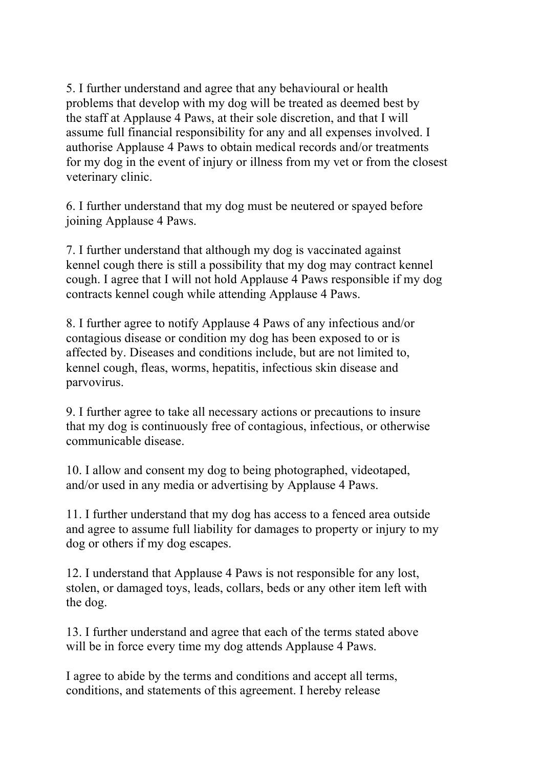5. I further understand and agree that any behavioural or health problems that develop with my dog will be treated as deemed best by the staff at Applause 4 Paws, at their sole discretion, and that I will assume full financial responsibility for any and all expenses involved. I authorise Applause 4 Paws to obtain medical records and/or treatments for my dog in the event of injury or illness from my vet or from the closest veterinary clinic.

6. I further understand that my dog must be neutered or spayed before joining Applause 4 Paws.

7. I further understand that although my dog is vaccinated against kennel cough there is still a possibility that my dog may contract kennel cough. I agree that I will not hold Applause 4 Paws responsible if my dog contracts kennel cough while attending Applause 4 Paws.

8. I further agree to notify Applause 4 Paws of any infectious and/or contagious disease or condition my dog has been exposed to or is affected by. Diseases and conditions include, but are not limited to, kennel cough, fleas, worms, hepatitis, infectious skin disease and parvovirus.

9. I further agree to take all necessary actions or precautions to insure that my dog is continuously free of contagious, infectious, or otherwise communicable disease.

10. I allow and consent my dog to being photographed, videotaped, and/or used in any media or advertising by Applause 4 Paws.

11. I further understand that my dog has access to a fenced area outside and agree to assume full liability for damages to property or injury to my dog or others if my dog escapes.

12. I understand that Applause 4 Paws is not responsible for any lost, stolen, or damaged toys, leads, collars, beds or any other item left with the dog.

13. I further understand and agree that each of the terms stated above will be in force every time my dog attends Applause 4 Paws.

I agree to abide by the terms and conditions and accept all terms, conditions, and statements of this agreement. I hereby release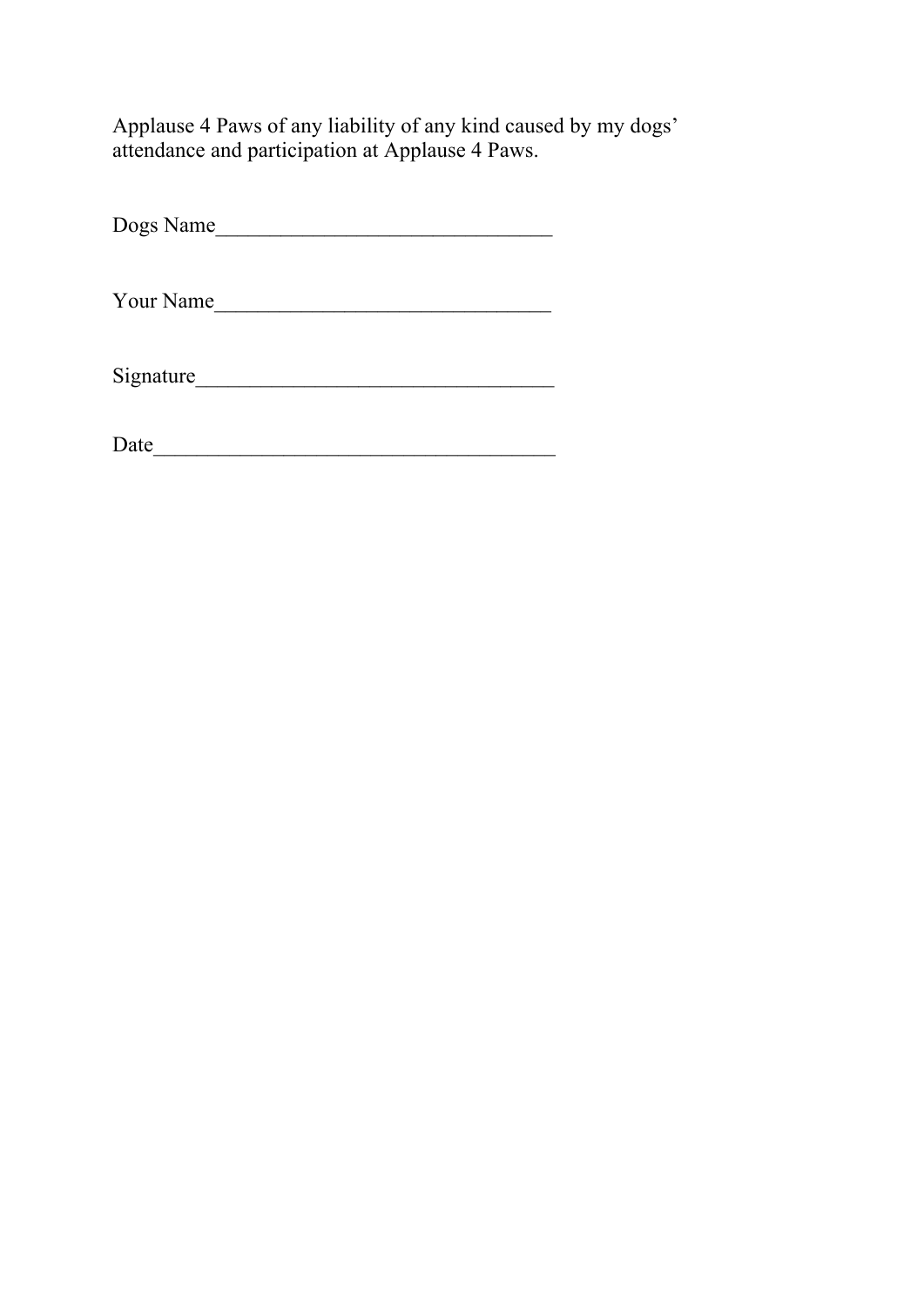Applause 4 Paws of any liability of any kind caused by my dogs' attendance and participation at Applause 4 Paws.

Dogs Name_______________________________

Your Name_______________________________

Signature_________________________________

Date_____________________________________